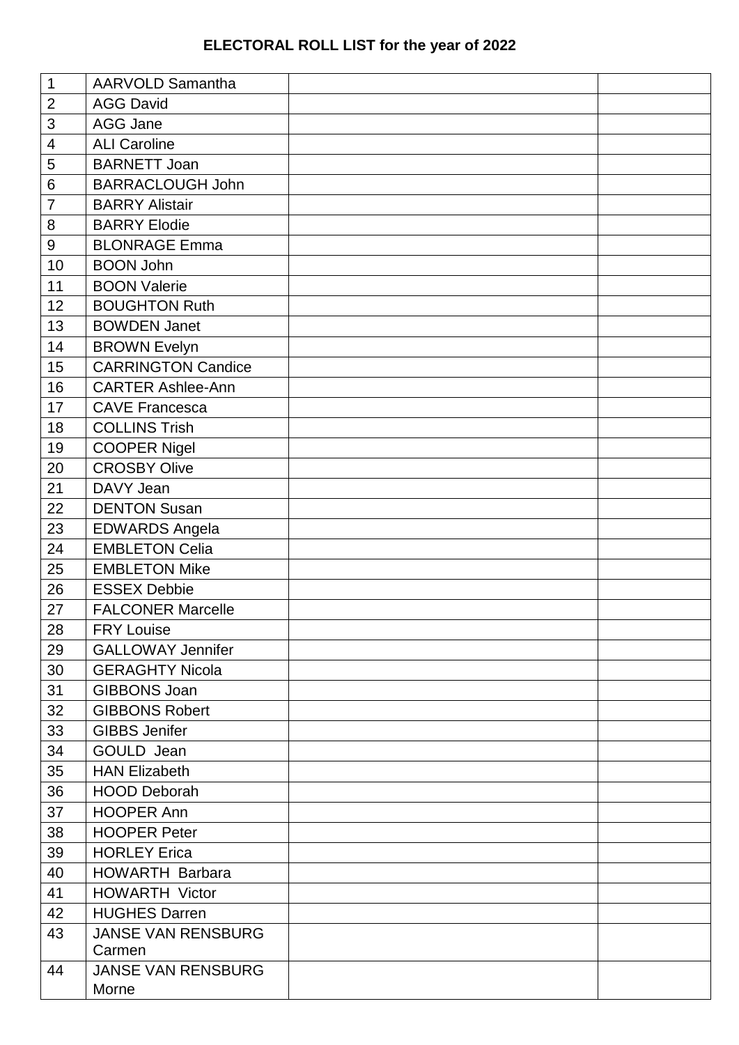# ELECTORAL ROLL LIST for the year of 2022

| | | | |
|---|---|---|---|
| 1 | AARVOLD Samantha | | |
| 2 | AGG David | | |
| 3 | AGG Jane | | |
| 4 | ALI Caroline | | |
| 5 | BARNETT Joan | | |
| 6 | BARRACLOUGH John | | |
| 7 | BARRY Alistair | | |
| 8 | BARRY Elodie | | |
| 9 | BLONRAGE Emma | | |
| 10 | BOON John | | |
| 11 | BOON Valerie | | |
| 12 | BOUGHTON Ruth | | |
| 13 | BOWDEN Janet | | |
| 14 | BROWN Evelyn | | |
| 15 | CARRINGTON Candice | | |
| 16 | CARTER Ashlee-Ann | | |
| 17 | CAVE Francesca | | |
| 18 | COLLINS Trish | | |
| 19 | COOPER Nigel | | |
| 20 | CROSBY Olive | | |
| 21 | DAVY Jean | | |
| 22 | DENTON Susan | | |
| 23 | EDWARDS Angela | | |
| 24 | EMBLETON Celia | | |
| 25 | EMBLETON Mike | | |
| 26 | ESSEX Debbie | | |
| 27 | FALCONER Marcelle | | |
| 28 | FRY Louise | | |
| 29 | GALLOWAY Jennifer | | |
| 30 | GERAGHTY Nicola | | |
| 31 | GIBBONS Joan | | |
| 32 | GIBBONS Robert | | |
| 33 | GIBBS Jenifer | | |
| 34 | GOULD Jean | | |
| 35 | HAN Elizabeth | | |
| 36 | HOOD Deborah | | |
| 37 | HOOPER Ann | | |
| 38 | HOOPER Peter | | |
| 39 | HORLEY Erica | | |
| 40 | HOWARTH Barbara | | |
| 41 | HOWARTH Victor | | |
| 42 | HUGHES Darren | | |
| 43 | JANSE VAN RENSBURG Carmen | | |
| 44 | JANSE VAN RENSBURG Morne | | |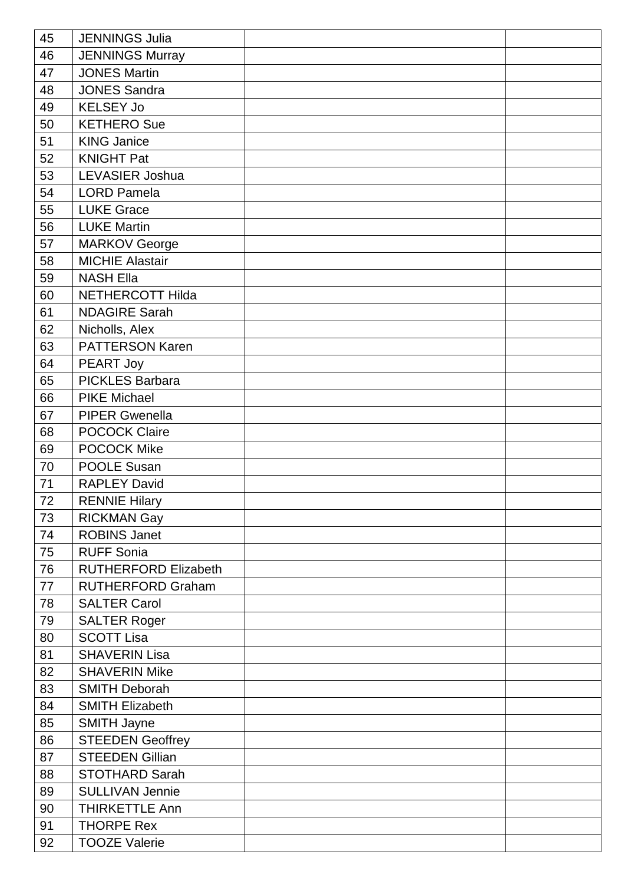| | | | |
|---|---|---|---|
| 45 | JENNINGS Julia | | |
| 46 | JENNINGS Murray | | |
| 47 | JONES Martin | | |
| 48 | JONES Sandra | | |
| 49 | KELSEY Jo | | |
| 50 | KETHERO Sue | | |
| 51 | KING Janice | | |
| 52 | KNIGHT Pat | | |
| 53 | LEVASIER Joshua | | |
| 54 | LORD Pamela | | |
| 55 | LUKE Grace | | |
| 56 | LUKE Martin | | |
| 57 | MARKOV George | | |
| 58 | MICHIE Alastair | | |
| 59 | NASH Ella | | |
| 60 | NETHERCOTT Hilda | | |
| 61 | NDAGIRE Sarah | | |
| 62 | Nicholls, Alex | | |
| 63 | PATTERSON Karen | | |
| 64 | PEART Joy | | |
| 65 | PICKLES Barbara | | |
| 66 | PIKE Michael | | |
| 67 | PIPER Gwenella | | |
| 68 | POCOCK Claire | | |
| 69 | POCOCK Mike | | |
| 70 | POOLE Susan | | |
| 71 | RAPLEY David | | |
| 72 | RENNIE Hilary | | |
| 73 | RICKMAN Gay | | |
| 74 | ROBINS Janet | | |
| 75 | RUFF Sonia | | |
| 76 | RUTHERFORD Elizabeth | | |
| 77 | RUTHERFORD Graham | | |
| 78 | SALTER Carol | | |
| 79 | SALTER Roger | | |
| 80 | SCOTT Lisa | | |
| 81 | SHAVERIN Lisa | | |
| 82 | SHAVERIN Mike | | |
| 83 | SMITH Deborah | | |
| 84 | SMITH Elizabeth | | |
| 85 | SMITH Jayne | | |
| 86 | STEEDEN Geoffrey | | |
| 87 | STEEDEN Gillian | | |
| 88 | STOTHARD Sarah | | |
| 89 | SULLIVAN Jennie | | |
| 90 | THIRKETTLE Ann | | |
| 91 | THORPE Rex | | |
| 92 | TOOZE Valerie | | |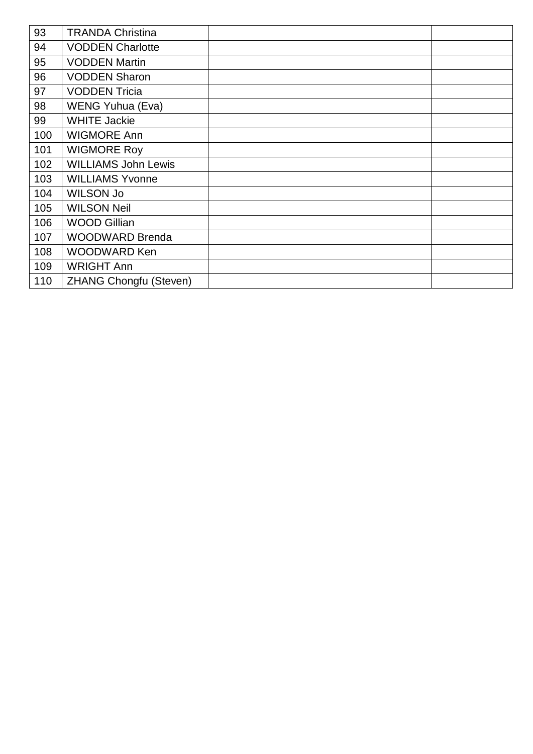| | | | |
|---|---|---|---|
| 93 | TRANDA Christina | | |
| 94 | VODDEN Charlotte | | |
| 95 | VODDEN Martin | | |
| 96 | VODDEN Sharon | | |
| 97 | VODDEN Tricia | | |
| 98 | WENG Yuhua (Eva) | | |
| 99 | WHITE Jackie | | |
| 100 | WIGMORE Ann | | |
| 101 | WIGMORE Roy | | |
| 102 | WILLIAMS John Lewis | | |
| 103 | WILLIAMS Yvonne | | |
| 104 | WILSON Jo | | |
| 105 | WILSON Neil | | |
| 106 | WOOD Gillian | | |
| 107 | WOODWARD Brenda | | |
| 108 | WOODWARD Ken | | |
| 109 | WRIGHT Ann | | |
| 110 | ZHANG Chongfu (Steven) | | |